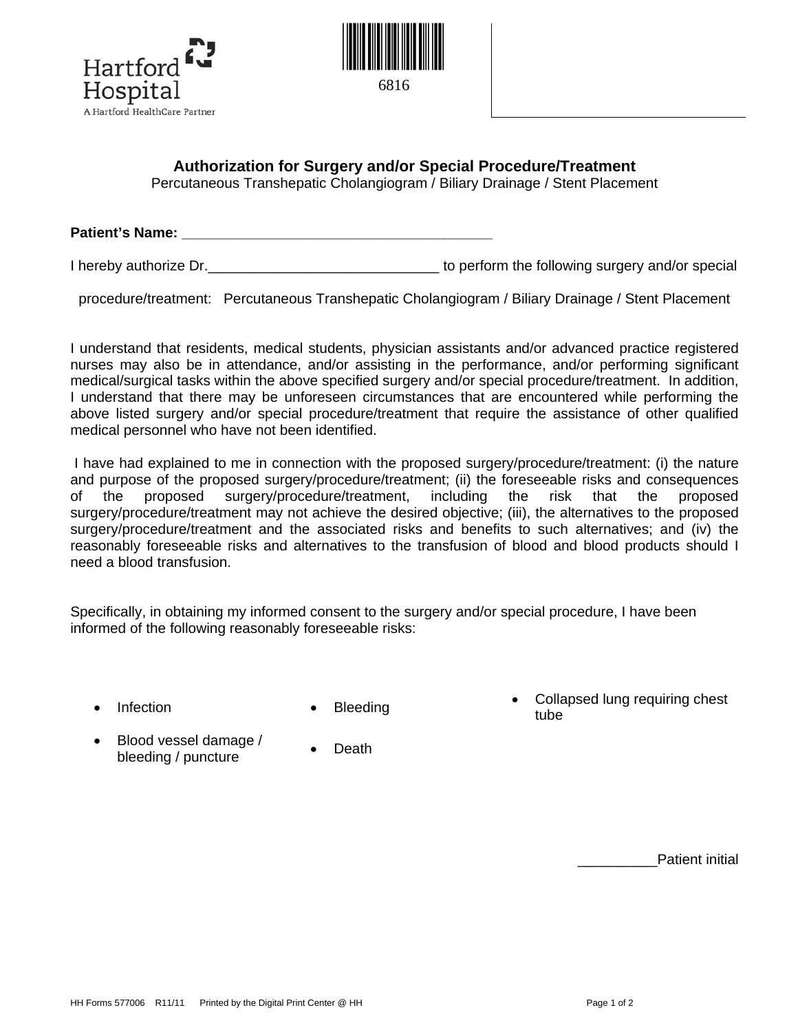Hartford Hospital
A Hartford HealthCare Partner

6816

## Authorization for Surgery and/or Special Procedure/Treatment

Percutaneous Transhepatic Cholangiogram / Biliary Drainage / Stent Placement

**Patient's Name: _________________________________________**

I hereby authorize Dr.______________________________ to perform the following surgery and/or special procedure/treatment: Percutaneous Transhepatic Cholangiogram / Biliary Drainage / Stent Placement

I understand that residents, medical students, physician assistants and/or advanced practice registered nurses may also be in attendance, and/or assisting in the performance, and/or performing significant medical/surgical tasks within the above specified surgery and/or special procedure/treatment. In addition, I understand that there may be unforeseen circumstances that are encountered while performing the above listed surgery and/or special procedure/treatment that require the assistance of other qualified medical personnel who have not been identified.

I have had explained to me in connection with the proposed surgery/procedure/treatment: (i) the nature and purpose of the proposed surgery/procedure/treatment; (ii) the foreseeable risks and consequences of the proposed surgery/procedure/treatment, including the risk that the proposed surgery/procedure/treatment may not achieve the desired objective; (iii), the alternatives to the proposed surgery/procedure/treatment and the associated risks and benefits to such alternatives; and (iv) the reasonably foreseeable risks and alternatives to the transfusion of blood and blood products should I need a blood transfusion.

Specifically, in obtaining my informed consent to the surgery and/or special procedure, I have been informed of the following reasonably foreseeable risks:

- Infection
- Bleeding
- Collapsed lung requiring chest tube
- Blood vessel damage / bleeding / puncture
- Death

__________Patient initial

HH Forms 577006 R11/11 Printed by the Digital Print Center @ HH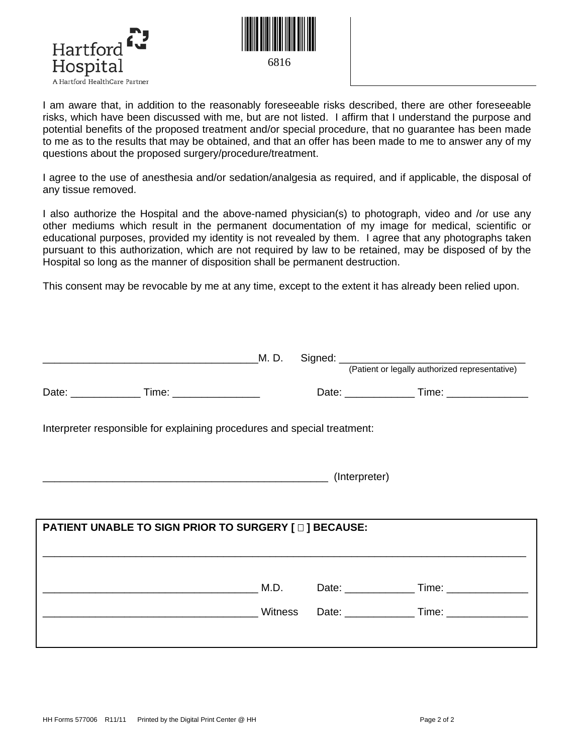Hartford Hospital

A Hartford HealthCare Partner

6816

I am aware that, in addition to the reasonably foreseeable risks described, there are other foreseeable risks, which have been discussed with me, but are not listed. I affirm that I understand the purpose and potential benefits of the proposed treatment and/or special procedure, that no guarantee has been made to me as to the results that may be obtained, and that an offer has been made to me to answer any of my questions about the proposed surgery/procedure/treatment.

I agree to the use of anesthesia and/or sedation/analgesia as required, and if applicable, the disposal of any tissue removed.

I also authorize the Hospital and the above-named physician(s) to photograph, video and /or use any other mediums which result in the permanent documentation of my image for medical, scientific or educational purposes, provided my identity is not revealed by them. I agree that any photographs taken pursuant to this authorization, which are not required by law to be retained, may be disposed of by the Hospital so long as the manner of disposition shall be permanent destruction.

This consent may be revocable by me at any time, except to the extent it has already been relied upon.

_____________________________________M. D.    Signed: _________________________________
(Patient or legally authorized representative)

Date: ____________ Time: _______________    Date: ____________ Time: ______________

Interpreter responsible for explaining procedures and special treatment:

__________________________________________________ (Interpreter)

**PATIENT UNABLE TO SIGN PRIOR TO SURGERY [ ☐ ] BECAUSE:**

______________________________________________________________________________________

_____________________________________ M.D.    Date: ____________ Time: ______________

_____________________________________ Witness    Date: ____________ Time: ______________

HH Forms 577006 R11/11 Printed by the Digital Print Center @ HH